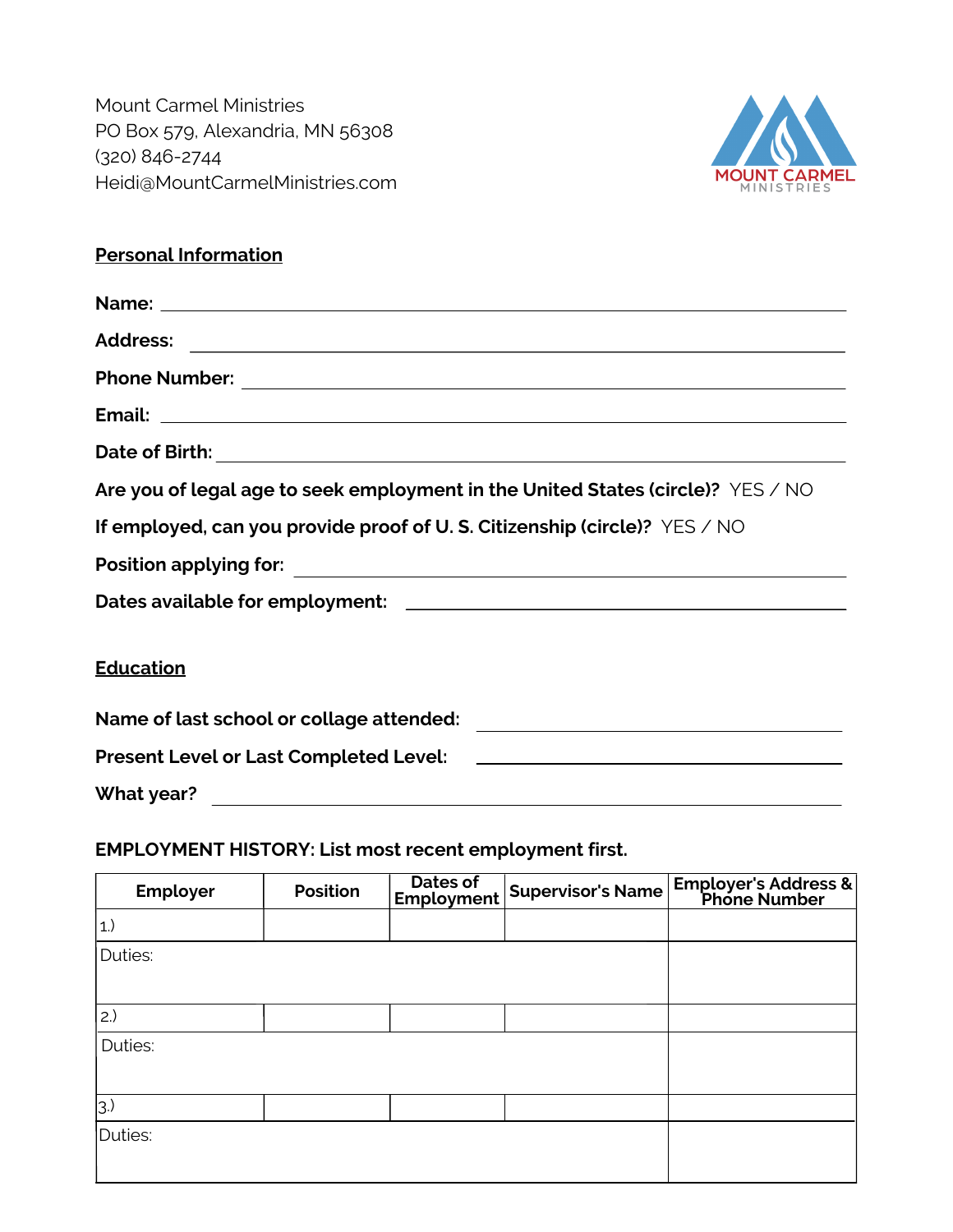Mount Carmel Ministries
PO Box 579, Alexandria, MN 56308
(320) 846-2744
Heidi@MountCarmelMinistries.com

MOUNT CARMEL MINISTRIES

## Personal Information

**Name:** ______________________________

**Address:** ______________________________

**Phone Number:** ______________________________

**Email:** ______________________________

**Date of Birth:** ______________________________

**Are you of legal age to seek employment in the United States (circle)?** YES / NO

**If employed, can you provide proof of U. S. Citizenship (circle)?** YES / NO

**Position applying for:** ______________________________

**Dates available for employment:** ______________________________

## Education

**Name of last school or collage attended:** ______________________________

**Present Level or Last Completed Level:** ______________________________

**What year?** ______________________________

### EMPLOYMENT HISTORY: List most recent employment first.

| Employer | Position | Dates of Employment | Supervisor's Name | Employer's Address & Phone Number |
|---|---|---|---|---|
| 1.) | | | | |
| Duties: | | | | |
| 2.) | | | | |
| Duties: | | | | |
| 3.) | | | | |
| Duties: | | | | |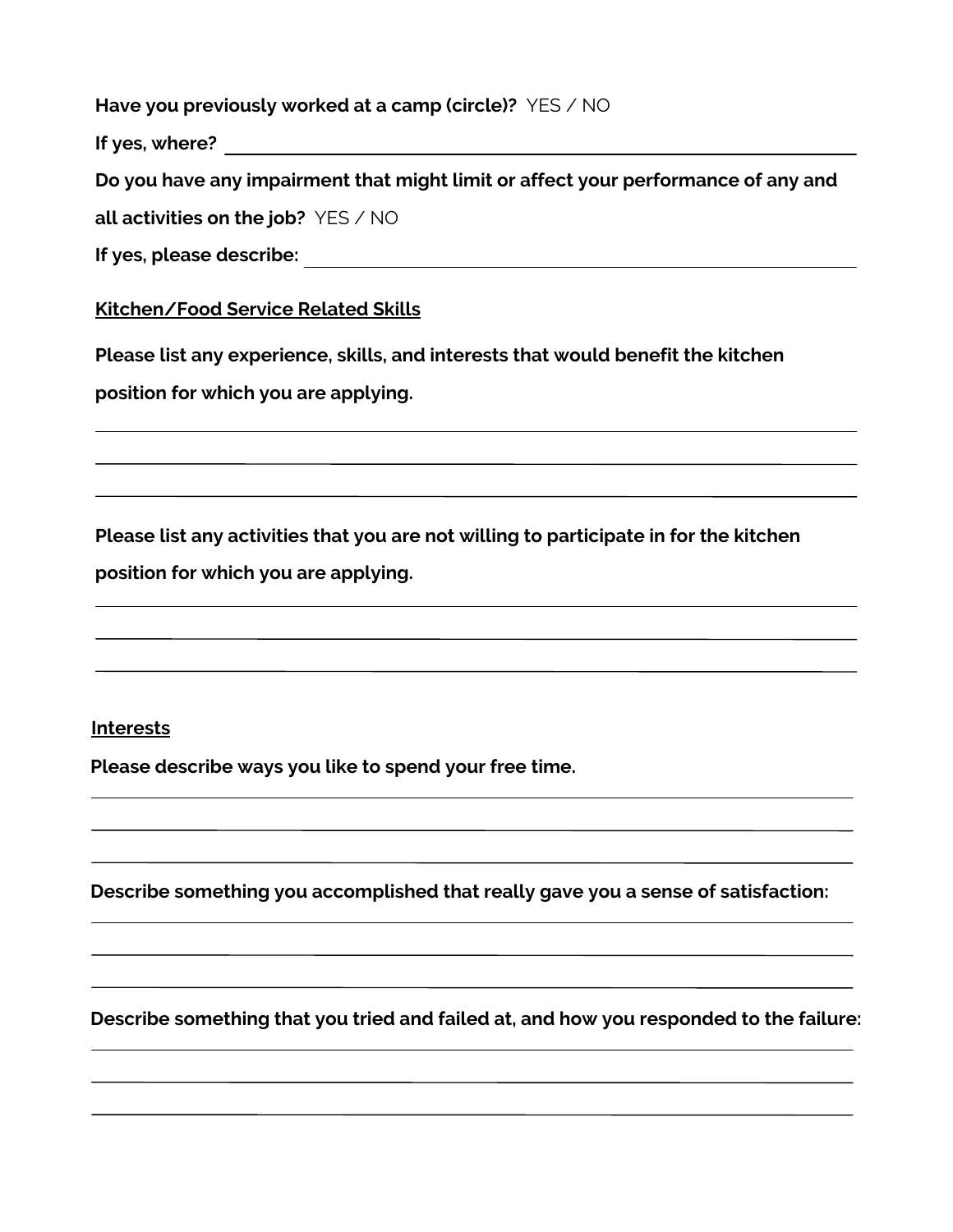**Have you previously worked at a camp (circle)?** YES / NO

**If yes, where?** \_\_\_\_\_\_\_\_\_\_\_\_\_\_\_\_\_\_\_\_\_\_\_\_\_\_\_\_\_\_\_\_\_\_\_\_\_\_\_\_\_\_\_\_

**Do you have any impairment that might limit or affect your performance of any and all activities on the job?** YES / NO

**If yes, please describe:** \_\_\_\_\_\_\_\_\_\_\_\_\_\_\_\_\_\_\_\_\_\_\_\_\_\_\_\_\_\_\_\_\_\_\_\_\_\_\_\_\_\_\_\_

**<u>Kitchen/Food Service Related Skills</u>**

**Please list any experience, skills, and interests that would benefit the kitchen position for which you are applying.**

\_\_\_\_\_\_\_\_\_\_\_\_\_\_\_\_\_\_\_\_\_\_\_\_\_\_\_\_\_\_\_\_\_\_\_\_\_\_\_\_\_\_\_\_\_\_\_\_\_\_\_\_\_\_\_\_\_\_\_\_

\_\_\_\_\_\_\_\_\_\_\_\_\_\_\_\_\_\_\_\_\_\_\_\_\_\_\_\_\_\_\_\_\_\_\_\_\_\_\_\_\_\_\_\_\_\_\_\_\_\_\_\_\_\_\_\_\_\_\_\_

\_\_\_\_\_\_\_\_\_\_\_\_\_\_\_\_\_\_\_\_\_\_\_\_\_\_\_\_\_\_\_\_\_\_\_\_\_\_\_\_\_\_\_\_\_\_\_\_\_\_\_\_\_\_\_\_\_\_\_\_

**Please list any activities that you are not willing to participate in for the kitchen position for which you are applying.**

\_\_\_\_\_\_\_\_\_\_\_\_\_\_\_\_\_\_\_\_\_\_\_\_\_\_\_\_\_\_\_\_\_\_\_\_\_\_\_\_\_\_\_\_\_\_\_\_\_\_\_\_\_\_\_\_\_\_\_\_

\_\_\_\_\_\_\_\_\_\_\_\_\_\_\_\_\_\_\_\_\_\_\_\_\_\_\_\_\_\_\_\_\_\_\_\_\_\_\_\_\_\_\_\_\_\_\_\_\_\_\_\_\_\_\_\_\_\_\_\_

\_\_\_\_\_\_\_\_\_\_\_\_\_\_\_\_\_\_\_\_\_\_\_\_\_\_\_\_\_\_\_\_\_\_\_\_\_\_\_\_\_\_\_\_\_\_\_\_\_\_\_\_\_\_\_\_\_\_\_\_

**<u>Interests</u>**

**Please describe ways you like to spend your free time.**

\_\_\_\_\_\_\_\_\_\_\_\_\_\_\_\_\_\_\_\_\_\_\_\_\_\_\_\_\_\_\_\_\_\_\_\_\_\_\_\_\_\_\_\_\_\_\_\_\_\_\_\_\_\_\_\_\_\_\_\_

\_\_\_\_\_\_\_\_\_\_\_\_\_\_\_\_\_\_\_\_\_\_\_\_\_\_\_\_\_\_\_\_\_\_\_\_\_\_\_\_\_\_\_\_\_\_\_\_\_\_\_\_\_\_\_\_\_\_\_\_

\_\_\_\_\_\_\_\_\_\_\_\_\_\_\_\_\_\_\_\_\_\_\_\_\_\_\_\_\_\_\_\_\_\_\_\_\_\_\_\_\_\_\_\_\_\_\_\_\_\_\_\_\_\_\_\_\_\_\_\_

**Describe something you accomplished that really gave you a sense of satisfaction:**

\_\_\_\_\_\_\_\_\_\_\_\_\_\_\_\_\_\_\_\_\_\_\_\_\_\_\_\_\_\_\_\_\_\_\_\_\_\_\_\_\_\_\_\_\_\_\_\_\_\_\_\_\_\_\_\_\_\_\_\_

\_\_\_\_\_\_\_\_\_\_\_\_\_\_\_\_\_\_\_\_\_\_\_\_\_\_\_\_\_\_\_\_\_\_\_\_\_\_\_\_\_\_\_\_\_\_\_\_\_\_\_\_\_\_\_\_\_\_\_\_

\_\_\_\_\_\_\_\_\_\_\_\_\_\_\_\_\_\_\_\_\_\_\_\_\_\_\_\_\_\_\_\_\_\_\_\_\_\_\_\_\_\_\_\_\_\_\_\_\_\_\_\_\_\_\_\_\_\_\_\_

**Describe something that you tried and failed at, and how you responded to the failure:**

\_\_\_\_\_\_\_\_\_\_\_\_\_\_\_\_\_\_\_\_\_\_\_\_\_\_\_\_\_\_\_\_\_\_\_\_\_\_\_\_\_\_\_\_\_\_\_\_\_\_\_\_\_\_\_\_\_\_\_\_

\_\_\_\_\_\_\_\_\_\_\_\_\_\_\_\_\_\_\_\_\_\_\_\_\_\_\_\_\_\_\_\_\_\_\_\_\_\_\_\_\_\_\_\_\_\_\_\_\_\_\_\_\_\_\_\_\_\_\_\_

\_\_\_\_\_\_\_\_\_\_\_\_\_\_\_\_\_\_\_\_\_\_\_\_\_\_\_\_\_\_\_\_\_\_\_\_\_\_\_\_\_\_\_\_\_\_\_\_\_\_\_\_\_\_\_\_\_\_\_\_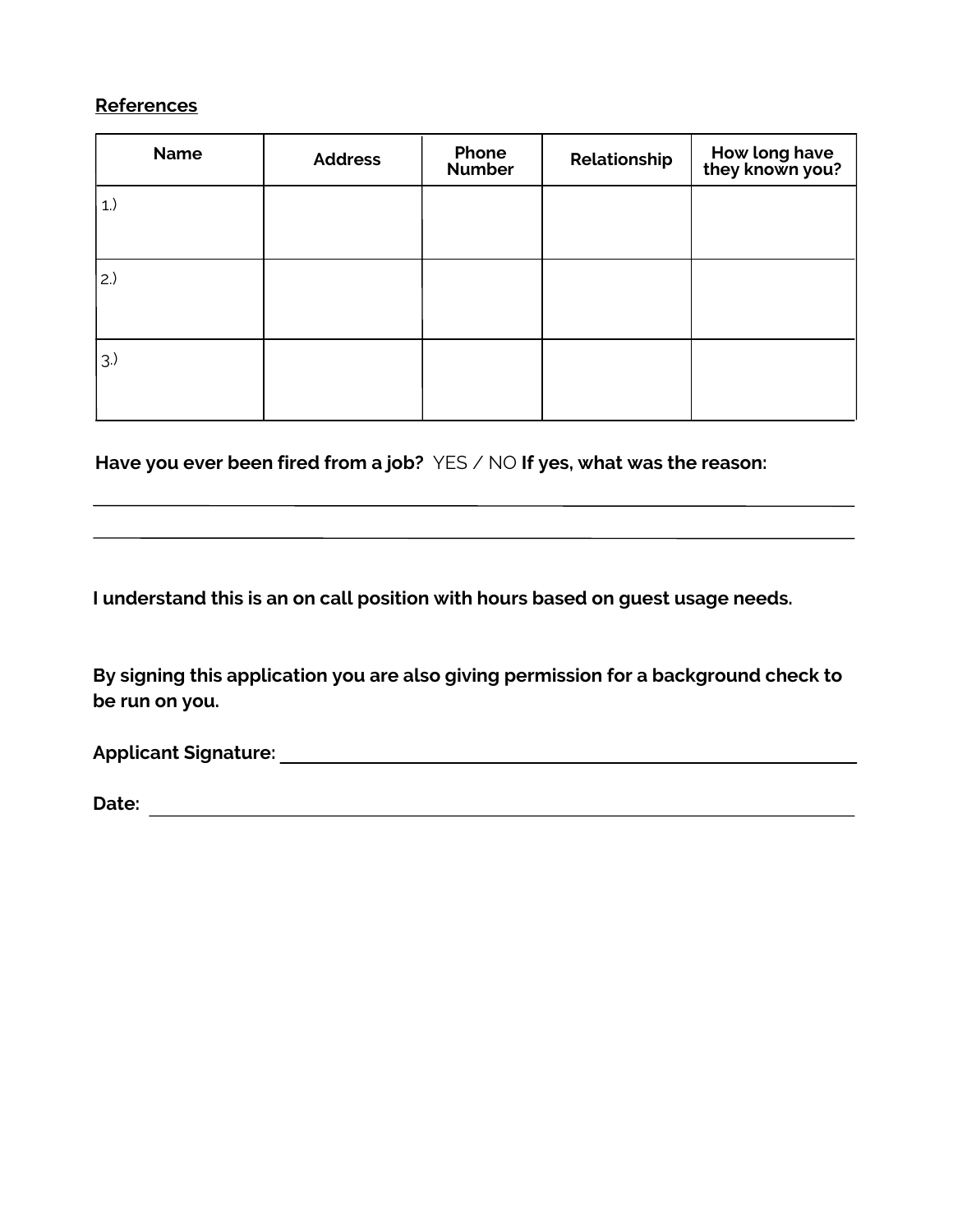**References**

| Name | Address | Phone Number | Relationship | How long have they known you? |
| --- | --- | --- | --- | --- |
| 1.) | | | | |
| 2.) | | | | |
| 3.) | | | | |

**Have you ever been fired from a job?** YES / NO **If yes, what was the reason:**

\_\_\_\_\_\_\_\_\_\_\_\_\_\_\_\_\_\_\_\_\_\_\_\_\_\_\_\_\_\_\_\_\_\_\_\_\_\_\_\_\_\_\_\_\_\_\_\_\_\_\_\_\_\_\_\_\_\_\_\_

\_\_\_\_\_\_\_\_\_\_\_\_\_\_\_\_\_\_\_\_\_\_\_\_\_\_\_\_\_\_\_\_\_\_\_\_\_\_\_\_\_\_\_\_\_\_\_\_\_\_\_\_\_\_\_\_\_\_\_\_

**I understand this is an on call position with hours based on guest usage needs.**

**By signing this application you are also giving permission for a background check to be run on you.**

**Applicant Signature:** \_\_\_\_\_\_\_\_\_\_\_\_\_\_\_\_\_\_\_\_\_\_\_\_\_\_\_\_\_\_\_\_\_\_\_\_\_\_\_\_\_\_\_\_

**Date:** \_\_\_\_\_\_\_\_\_\_\_\_\_\_\_\_\_\_\_\_\_\_\_\_\_\_\_\_\_\_\_\_\_\_\_\_\_\_\_\_\_\_\_\_\_\_\_\_\_\_\_\_